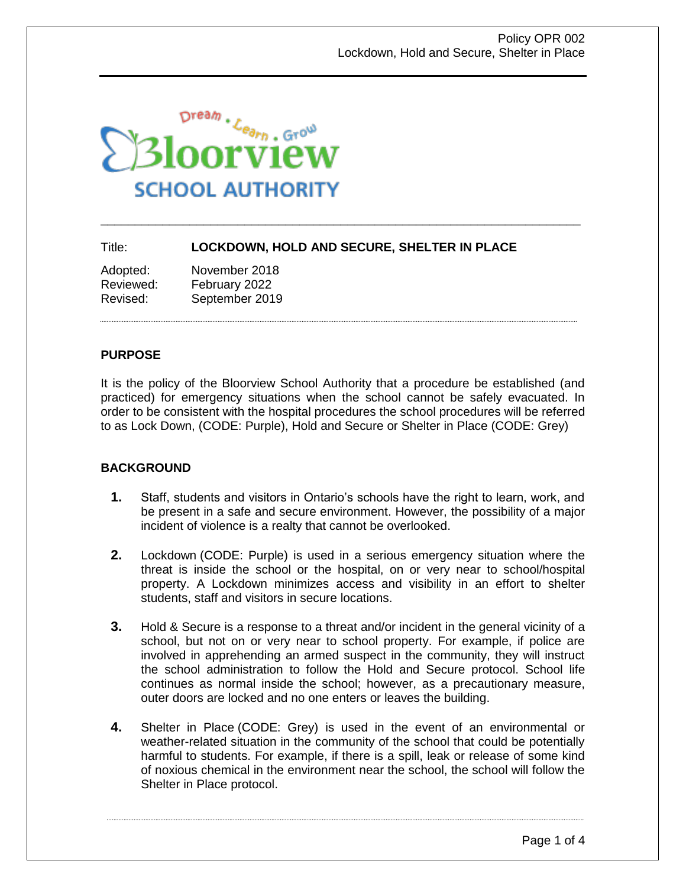Dream • Learn • Grow

Bloorview

SCHOOL AUTHORITY

| | |
|---|---|
| Title: | **LOCKDOWN, HOLD AND SECURE, SHELTER IN PLACE** |
| Adopted: | November 2018 |
| Reviewed: | February 2022 |
| Revised: | September 2019 |

## PURPOSE

It is the policy of the Bloorview School Authority that a procedure be established (and practiced) for emergency situations when the school cannot be safely evacuated. In order to be consistent with the hospital procedures the school procedures will be referred to as Lock Down, (CODE: Purple), Hold and Secure or Shelter in Place (CODE: Grey)

## BACKGROUND

1. Staff, students and visitors in Ontario's schools have the right to learn, work, and be present in a safe and secure environment. However, the possibility of a major incident of violence is a realty that cannot be overlooked.

2. Lockdown (CODE: Purple) is used in a serious emergency situation where the threat is inside the school or the hospital, on or very near to school/hospital property. A Lockdown minimizes access and visibility in an effort to shelter students, staff and visitors in secure locations.

3. Hold & Secure is a response to a threat and/or incident in the general vicinity of a school, but not on or very near to school property. For example, if police are involved in apprehending an armed suspect in the community, they will instruct the school administration to follow the Hold and Secure protocol. School life continues as normal inside the school; however, as a precautionary measure, outer doors are locked and no one enters or leaves the building.

4. Shelter in Place (CODE: Grey) is used in the event of an environmental or weather-related situation in the community of the school that could be potentially harmful to students. For example, if there is a spill, leak or release of some kind of noxious chemical in the environment near the school, the school will follow the Shelter in Place protocol.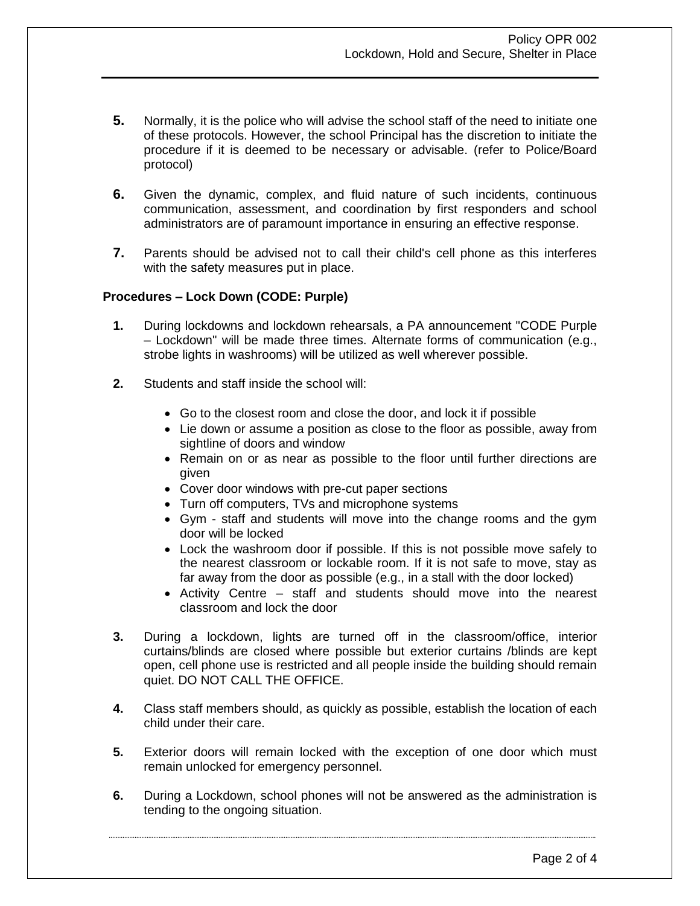5. Normally, it is the police who will advise the school staff of the need to initiate one of these protocols. However, the school Principal has the discretion to initiate the procedure if it is deemed to be necessary or advisable. (refer to Police/Board protocol)

6. Given the dynamic, complex, and fluid nature of such incidents, continuous communication, assessment, and coordination by first responders and school administrators are of paramount importance in ensuring an effective response.

7. Parents should be advised not to call their child's cell phone as this interferes with the safety measures put in place.

**Procedures – Lock Down (CODE: Purple)**

1. During lockdowns and lockdown rehearsals, a PA announcement "CODE Purple – Lockdown" will be made three times. Alternate forms of communication (e.g., strobe lights in washrooms) will be utilized as well wherever possible.

2. Students and staff inside the school will:

   - Go to the closest room and close the door, and lock it if possible
   - Lie down or assume a position as close to the floor as possible, away from sightline of doors and window
   - Remain on or as near as possible to the floor until further directions are given
   - Cover door windows with pre-cut paper sections
   - Turn off computers, TVs and microphone systems
   - Gym - staff and students will move into the change rooms and the gym door will be locked
   - Lock the washroom door if possible. If this is not possible move safely to the nearest classroom or lockable room. If it is not safe to move, stay as far away from the door as possible (e.g., in a stall with the door locked)
   - Activity Centre – staff and students should move into the nearest classroom and lock the door

3. During a lockdown, lights are turned off in the classroom/office, interior curtains/blinds are closed where possible but exterior curtains /blinds are kept open, cell phone use is restricted and all people inside the building should remain quiet. DO NOT CALL THE OFFICE.

4. Class staff members should, as quickly as possible, establish the location of each child under their care.

5. Exterior doors will remain locked with the exception of one door which must remain unlocked for emergency personnel.

6. During a Lockdown, school phones will not be answered as the administration is tending to the ongoing situation.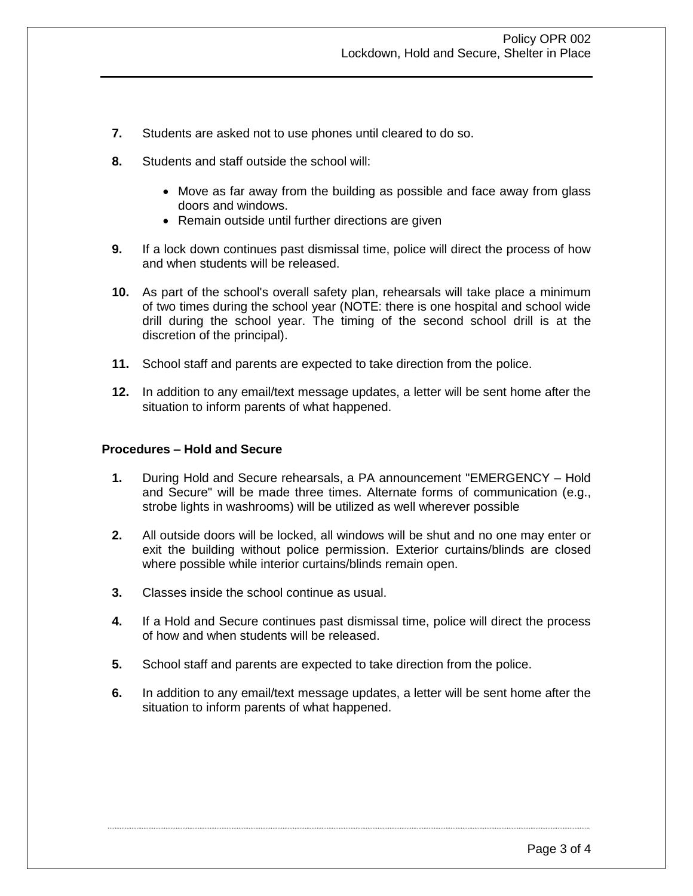7. Students are asked not to use phones until cleared to do so.

8. Students and staff outside the school will:

   - Move as far away from the building as possible and face away from glass doors and windows.
   - Remain outside until further directions are given

9. If a lock down continues past dismissal time, police will direct the process of how and when students will be released.

10. As part of the school's overall safety plan, rehearsals will take place a minimum of two times during the school year (NOTE: there is one hospital and school wide drill during the school year. The timing of the second school drill is at the discretion of the principal).

11. School staff and parents are expected to take direction from the police.

12. In addition to any email/text message updates, a letter will be sent home after the situation to inform parents of what happened.

**Procedures – Hold and Secure**

1. During Hold and Secure rehearsals, a PA announcement "EMERGENCY – Hold and Secure" will be made three times. Alternate forms of communication (e.g., strobe lights in washrooms) will be utilized as well wherever possible

2. All outside doors will be locked, all windows will be shut and no one may enter or exit the building without police permission. Exterior curtains/blinds are closed where possible while interior curtains/blinds remain open.

3. Classes inside the school continue as usual.

4. If a Hold and Secure continues past dismissal time, police will direct the process of how and when students will be released.

5. School staff and parents are expected to take direction from the police.

6. In addition to any email/text message updates, a letter will be sent home after the situation to inform parents of what happened.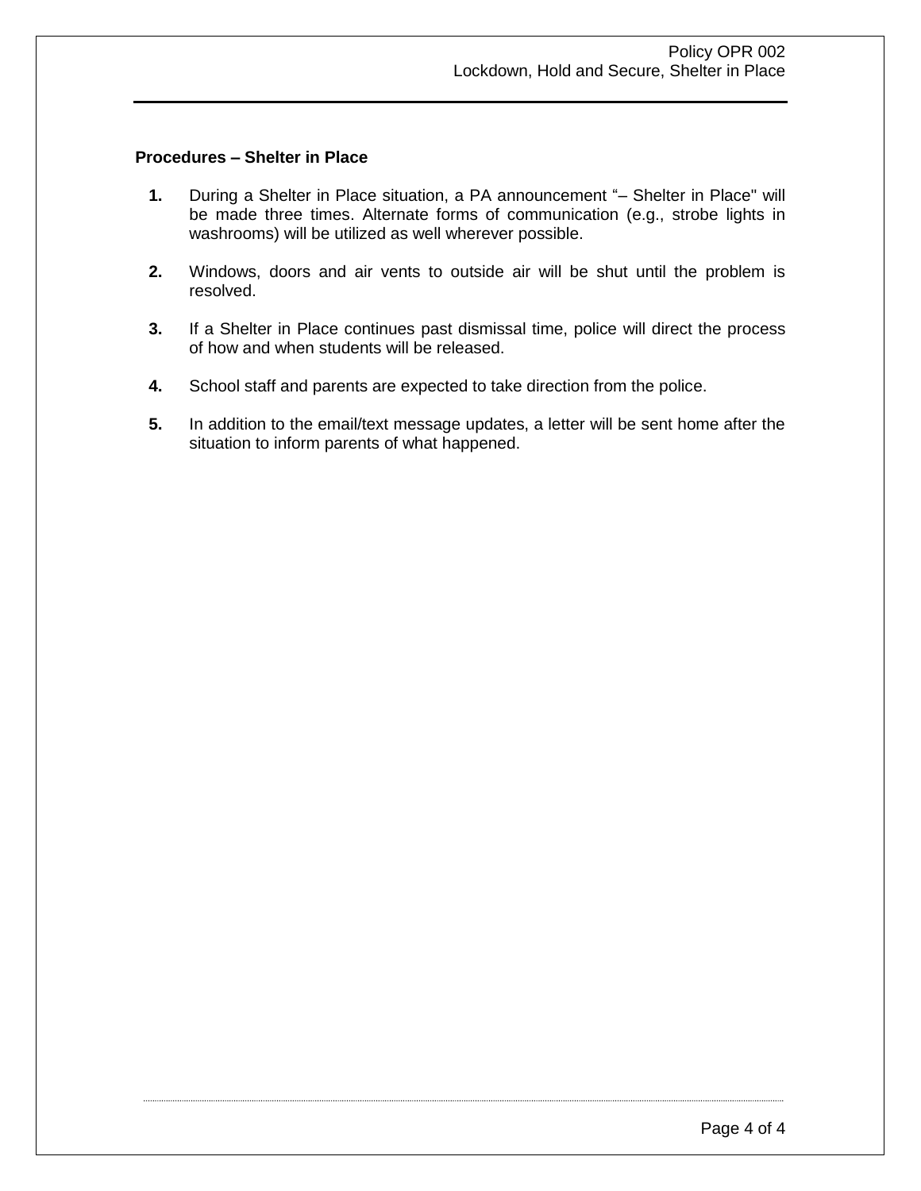**Procedures – Shelter in Place**

1. During a Shelter in Place situation, a PA announcement "– Shelter in Place" will be made three times. Alternate forms of communication (e.g., strobe lights in washrooms) will be utilized as well wherever possible.

2. Windows, doors and air vents to outside air will be shut until the problem is resolved.

3. If a Shelter in Place continues past dismissal time, police will direct the process of how and when students will be released.

4. School staff and parents are expected to take direction from the police.

5. In addition to the email/text message updates, a letter will be sent home after the situation to inform parents of what happened.